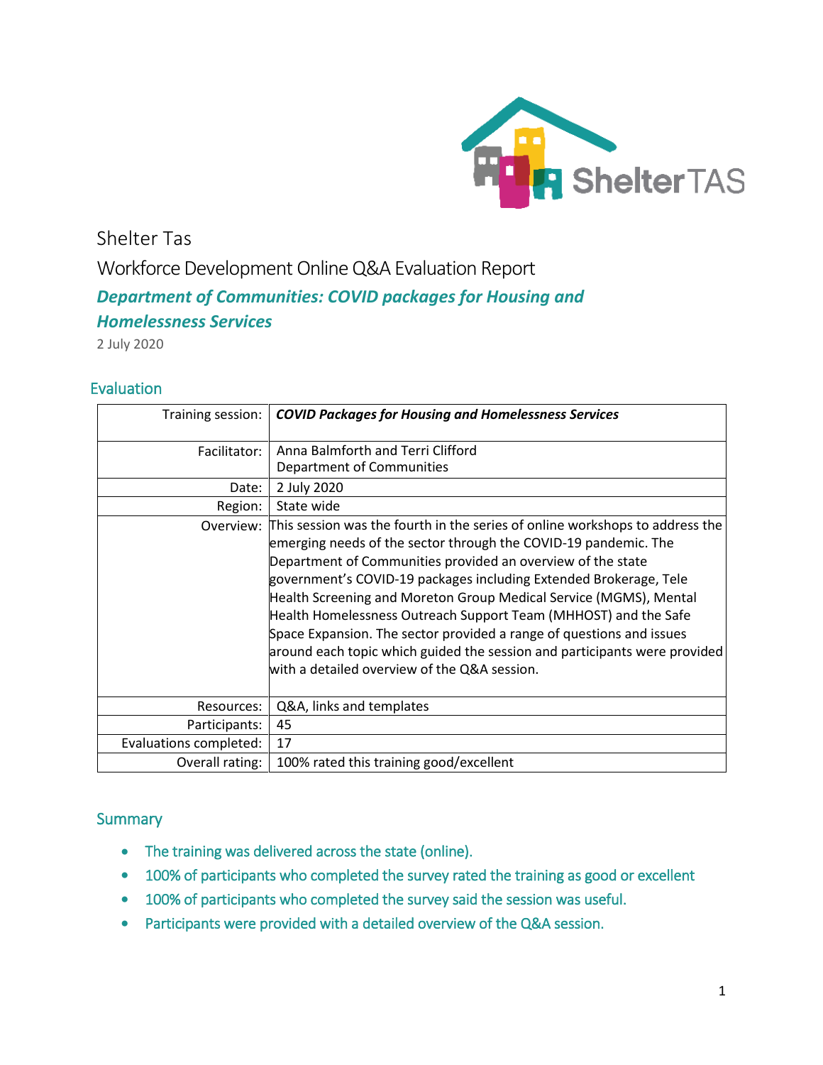Shelter Tas

Workforce Development Online Q&A Evaluation Report

## *Department of Communities: COVID packages for Housing and Homelessness Services*

2 July 2020

### Evaluation

| | |
|---|---|
| Training session: | ***COVID Packages for Housing and Homelessness Services*** |
| Facilitator: | Anna Balmforth and Terri Clifford<br>Department of Communities |
| Date: | 2 July 2020 |
| Region: | State wide |
| Overview: | This session was the fourth in the series of online workshops to address the emerging needs of the sector through the COVID-19 pandemic. The Department of Communities provided an overview of the state government's COVID-19 packages including Extended Brokerage, Tele Health Screening and Moreton Group Medical Service (MGMS), Mental Health Homelessness Outreach Support Team (MHHOST) and the Safe Space Expansion. The sector provided a range of questions and issues around each topic which guided the session and participants were provided with a detailed overview of the Q&A session. |
| Resources: | Q&A, links and templates |
| Participants: | 45 |
| Evaluations completed: | 17 |
| Overall rating: | 100% rated this training good/excellent |

### Summary

- The training was delivered across the state (online).
- 100% of participants who completed the survey rated the training as good or excellent
- 100% of participants who completed the survey said the session was useful.
- Participants were provided with a detailed overview of the Q&A session.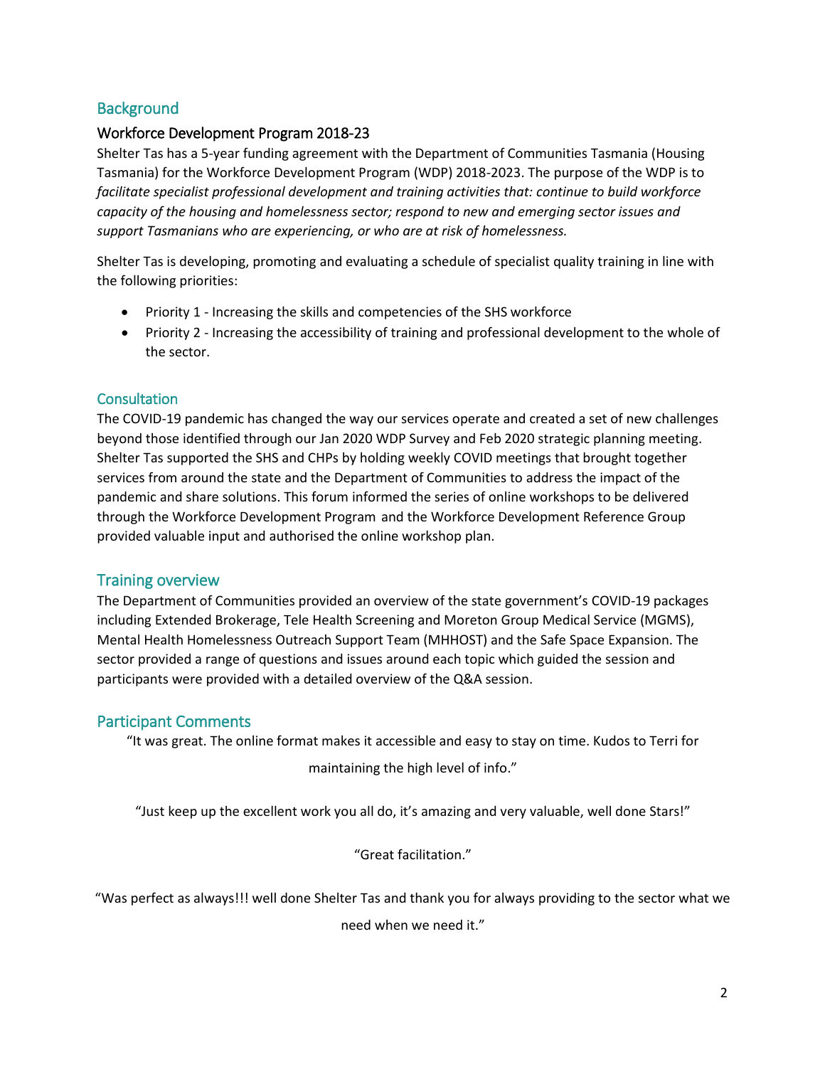## Background

### Workforce Development Program 2018-23

Shelter Tas has a 5-year funding agreement with the Department of Communities Tasmania (Housing Tasmania) for the Workforce Development Program (WDP) 2018-2023. The purpose of the WDP is to *facilitate specialist professional development and training activities that: continue to build workforce capacity of the housing and homelessness sector; respond to new and emerging sector issues and support Tasmanians who are experiencing, or who are at risk of homelessness.*

Shelter Tas is developing, promoting and evaluating a schedule of specialist quality training in line with the following priorities:

- Priority 1 - Increasing the skills and competencies of the SHS workforce
- Priority 2 - Increasing the accessibility of training and professional development to the whole of the sector.

## Consultation

The COVID-19 pandemic has changed the way our services operate and created a set of new challenges beyond those identified through our Jan 2020 WDP Survey and Feb 2020 strategic planning meeting. Shelter Tas supported the SHS and CHPs by holding weekly COVID meetings that brought together services from around the state and the Department of Communities to address the impact of the pandemic and share solutions. This forum informed the series of online workshops to be delivered through the Workforce Development Program and the Workforce Development Reference Group provided valuable input and authorised the online workshop plan.

## Training overview

The Department of Communities provided an overview of the state government's COVID-19 packages including Extended Brokerage, Tele Health Screening and Moreton Group Medical Service (MGMS), Mental Health Homelessness Outreach Support Team (MHHOST) and the Safe Space Expansion. The sector provided a range of questions and issues around each topic which guided the session and participants were provided with a detailed overview of the Q&A session.

## Participant Comments

"It was great. The online format makes it accessible and easy to stay on time. Kudos to Terri for maintaining the high level of info."

"Just keep up the excellent work you all do, it's amazing and very valuable, well done Stars!"

"Great facilitation."

"Was perfect as always!!! well done Shelter Tas and thank you for always providing to the sector what we need when we need it."